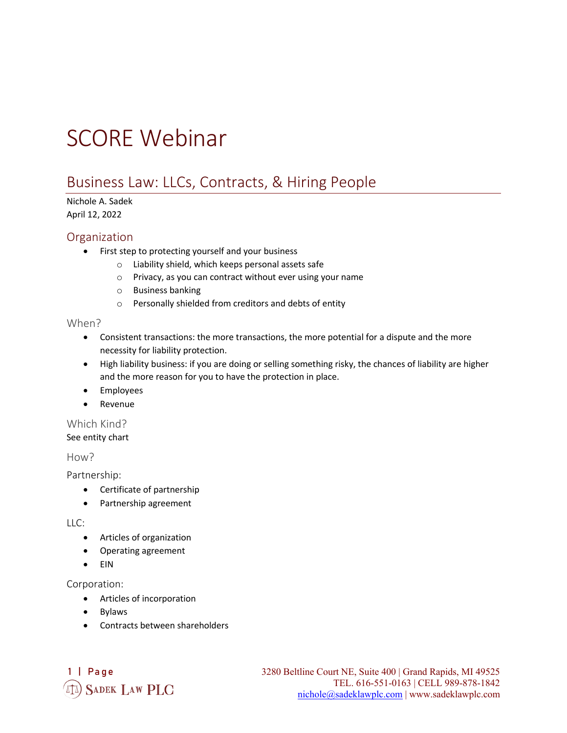# SCORE Webinar

## Business Law: LLCs, Contracts, & Hiring People

Nichole A. Sadek
April 12, 2022

### Organization

- First step to protecting yourself and your business
    - Liability shield, which keeps personal assets safe
    - Privacy, as you can contract without ever using your name
    - Business banking
    - Personally shielded from creditors and debts of entity

#### When?

- Consistent transactions: the more transactions, the more potential for a dispute and the more necessity for liability protection.
- High liability business: if you are doing or selling something risky, the chances of liability are higher and the more reason for you to have the protection in place.
- Employees
- Revenue

#### Which Kind?

See entity chart

#### How?

Partnership:

- Certificate of partnership
- Partnership agreement

LLC:

- Articles of organization
- Operating agreement
- EIN

Corporation:

- Articles of incorporation
- Bylaws
- Contracts between shareholders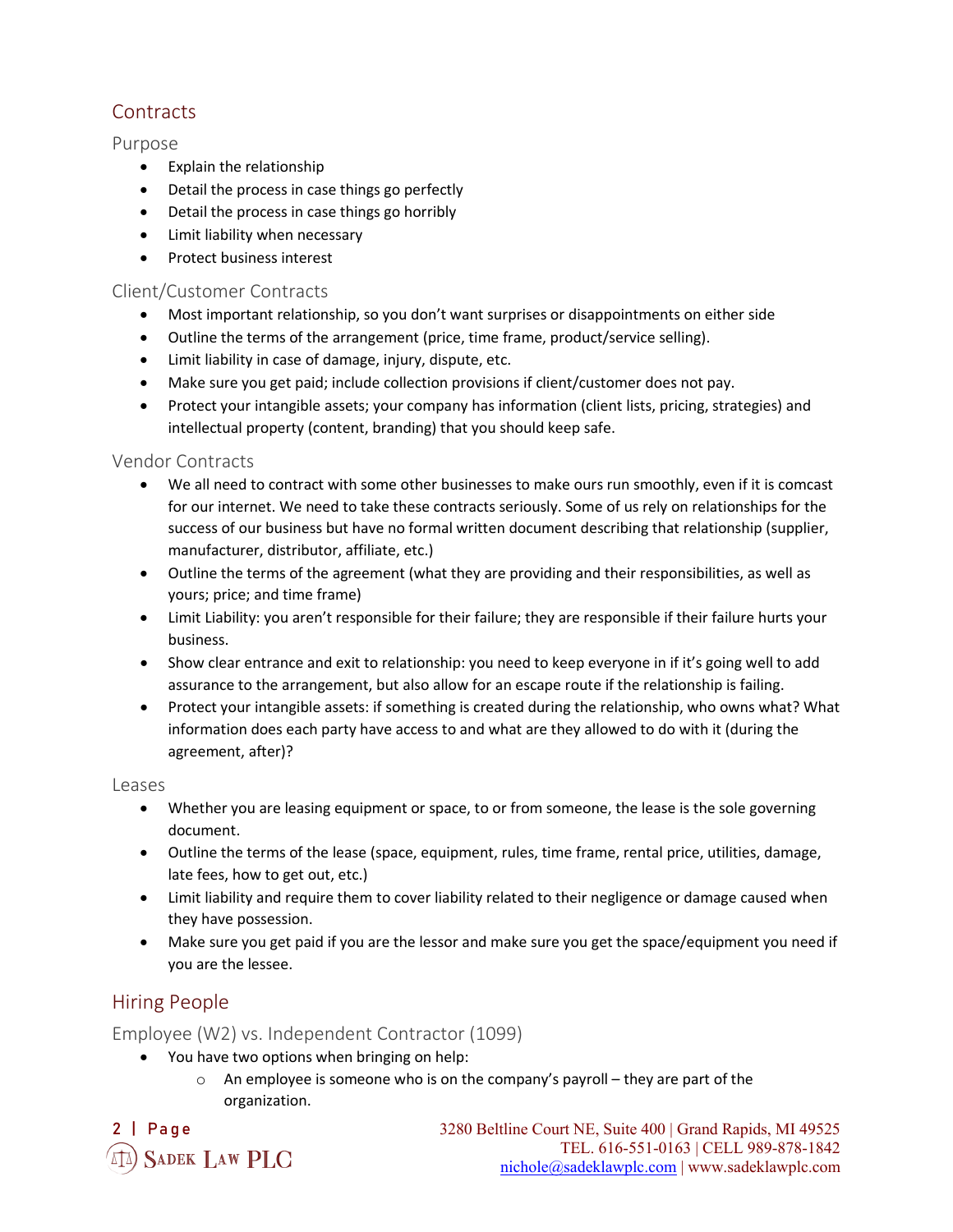## Contracts

### Purpose

- Explain the relationship
- Detail the process in case things go perfectly
- Detail the process in case things go horribly
- Limit liability when necessary
- Protect business interest

### Client/Customer Contracts

- Most important relationship, so you don't want surprises or disappointments on either side
- Outline the terms of the arrangement (price, time frame, product/service selling).
- Limit liability in case of damage, injury, dispute, etc.
- Make sure you get paid; include collection provisions if client/customer does not pay.
- Protect your intangible assets; your company has information (client lists, pricing, strategies) and intellectual property (content, branding) that you should keep safe.

### Vendor Contracts

- We all need to contract with some other businesses to make ours run smoothly, even if it is comcast for our internet. We need to take these contracts seriously. Some of us rely on relationships for the success of our business but have no formal written document describing that relationship (supplier, manufacturer, distributor, affiliate, etc.)
- Outline the terms of the agreement (what they are providing and their responsibilities, as well as yours; price; and time frame)
- Limit Liability: you aren't responsible for their failure; they are responsible if their failure hurts your business.
- Show clear entrance and exit to relationship: you need to keep everyone in if it's going well to add assurance to the arrangement, but also allow for an escape route if the relationship is failing.
- Protect your intangible assets: if something is created during the relationship, who owns what? What information does each party have access to and what are they allowed to do with it (during the agreement, after)?

### Leases

- Whether you are leasing equipment or space, to or from someone, the lease is the sole governing document.
- Outline the terms of the lease (space, equipment, rules, time frame, rental price, utilities, damage, late fees, how to get out, etc.)
- Limit liability and require them to cover liability related to their negligence or damage caused when they have possession.
- Make sure you get paid if you are the lessor and make sure you get the space/equipment you need if you are the lessee.

## Hiring People

### Employee (W2) vs. Independent Contractor (1099)

- You have two options when bringing on help:
  - An employee is someone who is on the company's payroll – they are part of the organization.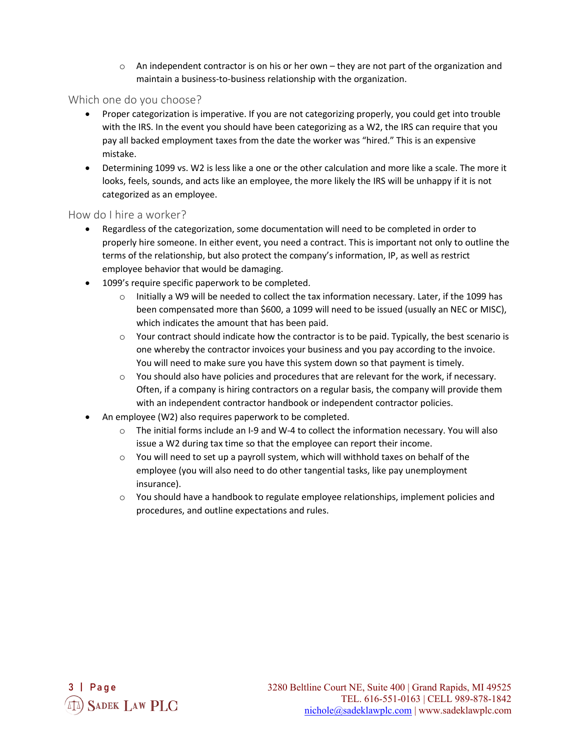- An independent contractor is on his or her own – they are not part of the organization and maintain a business-to-business relationship with the organization.

## Which one do you choose?

- Proper categorization is imperative. If you are not categorizing properly, you could get into trouble with the IRS. In the event you should have been categorizing as a W2, the IRS can require that you pay all backed employment taxes from the date the worker was "hired." This is an expensive mistake.
- Determining 1099 vs. W2 is less like a one or the other calculation and more like a scale. The more it looks, feels, sounds, and acts like an employee, the more likely the IRS will be unhappy if it is not categorized as an employee.

## How do I hire a worker?

- Regardless of the categorization, some documentation will need to be completed in order to properly hire someone. In either event, you need a contract. This is important not only to outline the terms of the relationship, but also protect the company's information, IP, as well as restrict employee behavior that would be damaging.
- 1099's require specific paperwork to be completed.
    - Initially a W9 will be needed to collect the tax information necessary. Later, if the 1099 has been compensated more than $600, a 1099 will need to be issued (usually an NEC or MISC), which indicates the amount that has been paid.
    - Your contract should indicate how the contractor is to be paid. Typically, the best scenario is one whereby the contractor invoices your business and you pay according to the invoice. You will need to make sure you have this system down so that payment is timely.
    - You should also have policies and procedures that are relevant for the work, if necessary. Often, if a company is hiring contractors on a regular basis, the company will provide them with an independent contractor handbook or independent contractor policies.
- An employee (W2) also requires paperwork to be completed.
    - The initial forms include an I-9 and W-4 to collect the information necessary. You will also issue a W2 during tax time so that the employee can report their income.
    - You will need to set up a payroll system, which will withhold taxes on behalf of the employee (you will also need to do other tangential tasks, like pay unemployment insurance).
    - You should have a handbook to regulate employee relationships, implement policies and procedures, and outline expectations and rules.